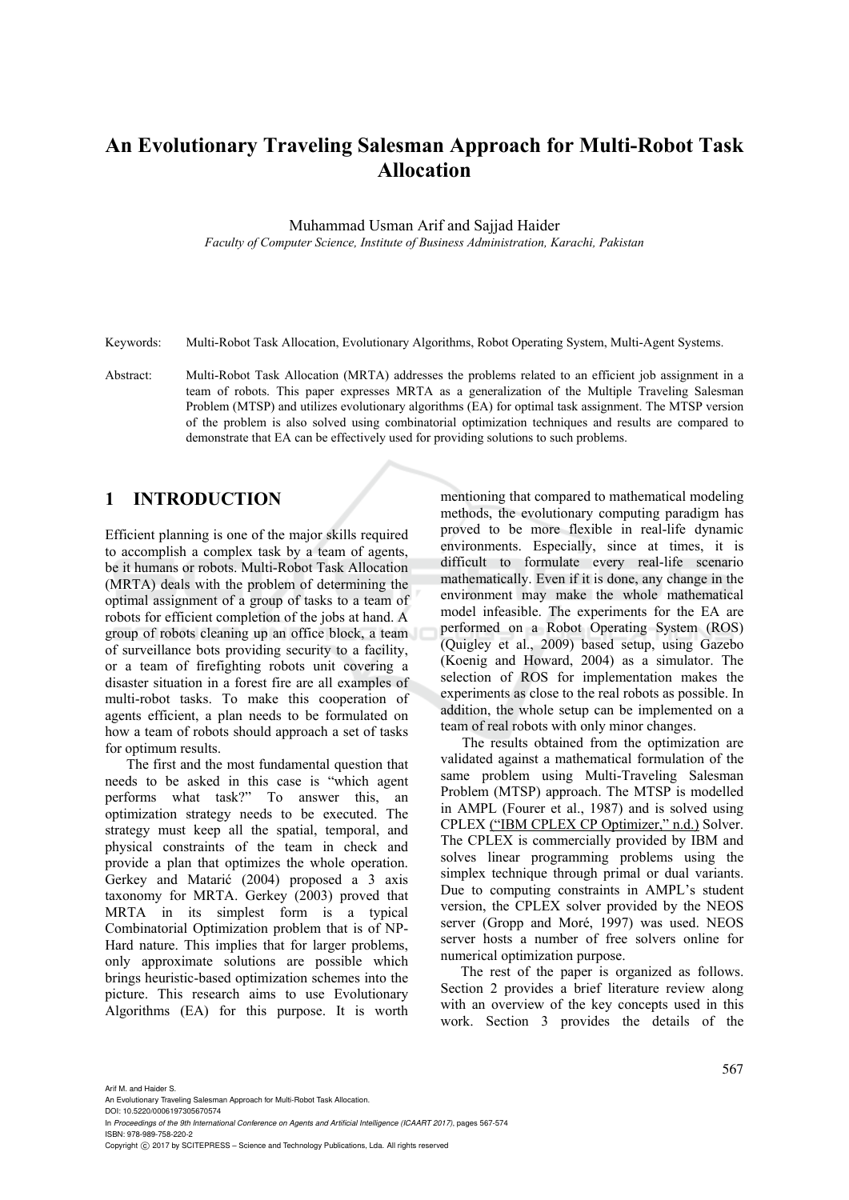# An Evolutionary Traveling Salesman Approach for Multi-Robot Task Allocation

Muhammad Usman Arif and Sajjad Haider

*Faculty of Computer Science, Institute of Business Administration, Karachi, Pakistan*

Keywords: Multi-Robot Task Allocation, Evolutionary Algorithms, Robot Operating System, Multi-Agent Systems.

Abstract: Multi-Robot Task Allocation (MRTA) addresses the problems related to an efficient job assignment in a team of robots. This paper expresses MRTA as a generalization of the Multiple Traveling Salesman Problem (MTSP) and utilizes evolutionary algorithms (EA) for optimal task assignment. The MTSP version of the problem is also solved using combinatorial optimization techniques and results are compared to demonstrate that EA can be effectively used for providing solutions to such problems.

## 1 INTRODUCTION

Efficient planning is one of the major skills required to accomplish a complex task by a team of agents, be it humans or robots. Multi-Robot Task Allocation (MRTA) deals with the problem of determining the optimal assignment of a group of tasks to a team of robots for efficient completion of the jobs at hand. A group of robots cleaning up an office block, a team of surveillance bots providing security to a facility, or a team of firefighting robots unit covering a disaster situation in a forest fire are all examples of multi-robot tasks. To make this cooperation of agents efficient, a plan needs to be formulated on how a team of robots should approach a set of tasks for optimum results.

The first and the most fundamental question that needs to be asked in this case is "which agent performs what task?" To answer this, an optimization strategy needs to be executed. The strategy must keep all the spatial, temporal, and physical constraints of the team in check and provide a plan that optimizes the whole operation. Gerkey and Matarić (2004) proposed a 3 axis taxonomy for MRTA. Gerkey (2003) proved that MRTA in its simplest form is a typical Combinatorial Optimization problem that is of NP-Hard nature. This implies that for larger problems, only approximate solutions are possible which brings heuristic-based optimization schemes into the picture. This research aims to use Evolutionary Algorithms (EA) for this purpose. It is worth mentioning that compared to mathematical modeling methods, the evolutionary computing paradigm has proved to be more flexible in real-life dynamic environments. Especially, since at times, it is difficult to formulate every real-life scenario mathematically. Even if it is done, any change in the environment may make the whole mathematical model infeasible. The experiments for the EA are performed on a Robot Operating System (ROS) (Quigley et al., 2009) based setup, using Gazebo (Koenig and Howard, 2004) as a simulator. The selection of ROS for implementation makes the experiments as close to the real robots as possible. In addition, the whole setup can be implemented on a team of real robots with only minor changes.

The results obtained from the optimization are validated against a mathematical formulation of the same problem using Multi-Traveling Salesman Problem (MTSP) approach. The MTSP is modelled in AMPL (Fourer et al., 1987) and is solved using CPLEX ("IBM CPLEX CP Optimizer," n.d.) Solver. The CPLEX is commercially provided by IBM and solves linear programming problems using the simplex technique through primal or dual variants. Due to computing constraints in AMPL's student version, the CPLEX solver provided by the NEOS server (Gropp and Moré, 1997) was used. NEOS server hosts a number of free solvers online for numerical optimization purpose.

The rest of the paper is organized as follows. Section 2 provides a brief literature review along with an overview of the key concepts used in this work. Section 3 provides the details of the

Arif M. and Haider S.
An Evolutionary Traveling Salesman Approach for Multi-Robot Task Allocation.
DOI: 10.5220/0006197305670574
In *Proceedings of the 9th International Conference on Agents and Artificial Intelligence (ICAART 2017)*, pages 567-574
ISBN: 978-989-758-220-2
Copyright © 2017 by SCITEPRESS – Science and Technology Publications, Lda. All rights reserved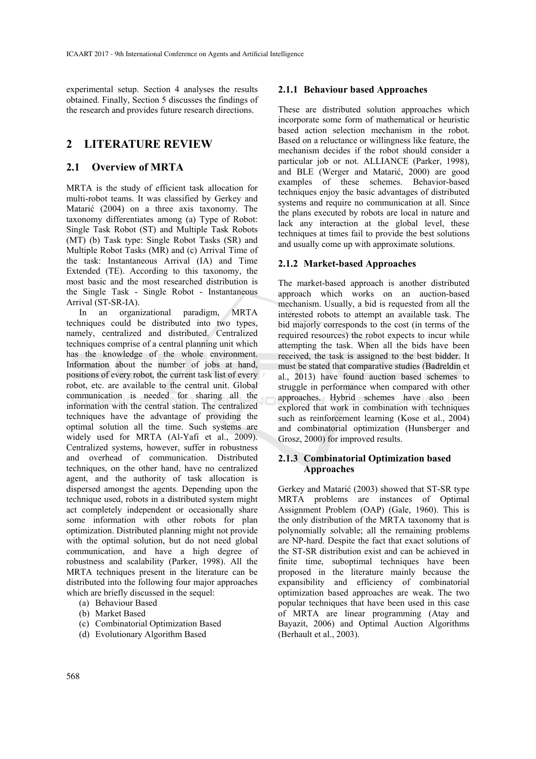experimental setup. Section 4 analyses the results obtained. Finally, Section 5 discusses the findings of the research and provides future research directions.

## 2 LITERATURE REVIEW

### 2.1 Overview of MRTA

MRTA is the study of efficient task allocation for multi-robot teams. It was classified by Gerkey and Matarić (2004) on a three axis taxonomy. The taxonomy differentiates among (a) Type of Robot: Single Task Robot (ST) and Multiple Task Robots (MT) (b) Task type: Single Robot Tasks (SR) and Multiple Robot Tasks (MR) and (c) Arrival Time of the task: Instantaneous Arrival (IA) and Time Extended (TE). According to this taxonomy, the most basic and the most researched distribution is the Single Task - Single Robot - Instantaneous Arrival (ST-SR-IA).

In an organizational paradigm, MRTA techniques could be distributed into two types, namely, centralized and distributed. Centralized techniques comprise of a central planning unit which has the knowledge of the whole environment. Information about the number of jobs at hand, positions of every robot, the current task list of every robot, etc. are available to the central unit. Global communication is needed for sharing all the information with the central station. The centralized techniques have the advantage of providing the optimal solution all the time. Such systems are widely used for MRTA (Al-Yafi et al., 2009). Centralized systems, however, suffer in robustness and overhead of communication. Distributed techniques, on the other hand, have no centralized agent, and the authority of task allocation is dispersed amongst the agents. Depending upon the technique used, robots in a distributed system might act completely independent or occasionally share some information with other robots for plan optimization. Distributed planning might not provide with the optimal solution, but do not need global communication, and have a high degree of robustness and scalability (Parker, 1998). All the MRTA techniques present in the literature can be distributed into the following four major approaches which are briefly discussed in the sequel:

(a) Behaviour Based
(b) Market Based
(c) Combinatorial Optimization Based
(d) Evolutionary Algorithm Based

#### 2.1.1 Behaviour based Approaches

These are distributed solution approaches which incorporate some form of mathematical or heuristic based action selection mechanism in the robot. Based on a reluctance or willingness like feature, the mechanism decides if the robot should consider a particular job or not. ALLIANCE (Parker, 1998), and BLE (Werger and Matarić, 2000) are good examples of these schemes. Behavior-based techniques enjoy the basic advantages of distributed systems and require no communication at all. Since the plans executed by robots are local in nature and lack any interaction at the global level, these techniques at times fail to provide the best solutions and usually come up with approximate solutions.

#### 2.1.2 Market-based Approaches

The market-based approach is another distributed approach which works on an auction-based mechanism. Usually, a bid is requested from all the interested robots to attempt an available task. The bid majorly corresponds to the cost (in terms of the required resources) the robot expects to incur while attempting the task. When all the bids have been received, the task is assigned to the best bidder. It must be stated that comparative studies (Badreldin et al., 2013) have found auction based schemes to struggle in performance when compared with other approaches. Hybrid schemes have also been explored that work in combination with techniques such as reinforcement learning (Kose et al., 2004) and combinatorial optimization (Hunsberger and Grosz, 2000) for improved results.

#### 2.1.3 Combinatorial Optimization based Approaches

Gerkey and Matarić (2003) showed that ST-SR type MRTA problems are instances of Optimal Assignment Problem (OAP) (Gale, 1960). This is the only distribution of the MRTA taxonomy that is polynomially solvable; all the remaining problems are NP-hard. Despite the fact that exact solutions of the ST-SR distribution exist and can be achieved in finite time, suboptimal techniques have been proposed in the literature mainly because the expansibility and efficiency of combinatorial optimization based approaches are weak. The two popular techniques that have been used in this case of MRTA are linear programming (Atay and Bayazit, 2006) and Optimal Auction Algorithms (Berhault et al., 2003).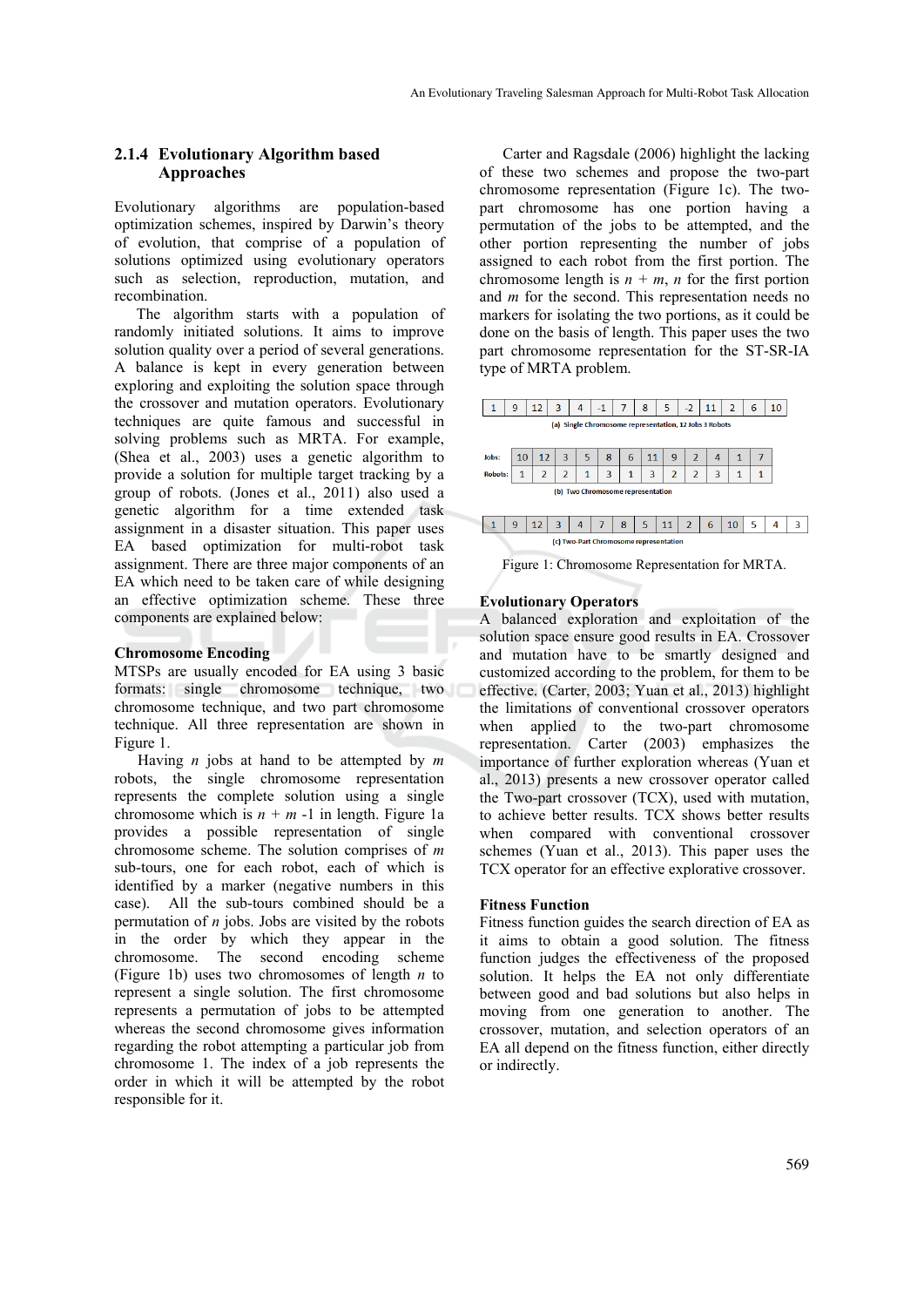### 2.1.4 Evolutionary Algorithm based Approaches

Evolutionary algorithms are population-based optimization schemes, inspired by Darwin's theory of evolution, that comprise of a population of solutions optimized using evolutionary operators such as selection, reproduction, mutation, and recombination.

The algorithm starts with a population of randomly initiated solutions. It aims to improve solution quality over a period of several generations. A balance is kept in every generation between exploring and exploiting the solution space through the crossover and mutation operators. Evolutionary techniques are quite famous and successful in solving problems such as MRTA. For example, (Shea et al., 2003) uses a genetic algorithm to provide a solution for multiple target tracking by a group of robots. (Jones et al., 2011) also used a genetic algorithm for a time extended task assignment in a disaster situation. This paper uses EA based optimization for multi-robot task assignment. There are three major components of an EA which need to be taken care of while designing an effective optimization scheme. These three components are explained below:

**Chromosome Encoding**

MTSPs are usually encoded for EA using 3 basic formats: single chromosome technique, two chromosome technique, and two part chromosome technique. All three representation are shown in Figure 1.

Having $n$ jobs at hand to be attempted by $m$ robots, the single chromosome representation represents the complete solution using a single chromosome which is $n + m - 1$ in length. Figure 1a provides a possible representation of single chromosome scheme. The solution comprises of $m$ sub-tours, one for each robot, each of which is identified by a marker (negative numbers in this case). All the sub-tours combined should be a permutation of $n$ jobs. Jobs are visited by the robots in the order by which they appear in the chromosome. The second encoding scheme (Figure 1b) uses two chromosomes of length $n$ to represent a single solution. The first chromosome represents a permutation of jobs to be attempted whereas the second chromosome gives information regarding the robot attempting a particular job from chromosome 1. The index of a job represents the order in which it will be attempted by the robot responsible for it.

Carter and Ragsdale (2006) highlight the lacking of these two schemes and propose the two-part chromosome representation (Figure 1c). The two-part chromosome has one portion having a permutation of the jobs to be attempted, and the other portion representing the number of jobs assigned to each robot from the first portion. The chromosome length is $n + m$, $n$ for the first portion and $m$ for the second. This representation needs no markers for isolating the two portions, as it could be done on the basis of length. This paper uses the two part chromosome representation for the ST-SR-IA type of MRTA problem.

| 1 | 9 | 12 | 3 | 4 | -1 | 7 | 8 | 5 | -2 | 11 | 2 | 6 | 10 |
|---|---|---|---|---|---|---|---|---|---|---|---|---|---|

(a) Single Chromosome representation, 12 Jobs 3 Robots

| Jobs: | 10 | 12 | 3 | 5 | 8 | 6 | 11 | 9 | 2 | 4 | 1 | 7 |
|---|---|---|---|---|---|---|---|---|---|---|---|---|
| Robots: | 1 | 2 | 2 | 1 | 3 | 1 | 3 | 2 | 2 | 3 | 1 | 1 |

(b) Two Chromosome representation

| 1 | 9 | 12 | 3 | 4 | 7 | 8 | 5 | 11 | 2 | 6 | 10 | 5 | 4 | 3 |
|---|---|---|---|---|---|---|---|---|---|---|---|---|---|---|

(c) Two-Part Chromosome representation

Figure 1: Chromosome Representation for MRTA.

**Evolutionary Operators**

A balanced exploration and exploitation of the solution space ensure good results in EA. Crossover and mutation have to be smartly designed and customized according to the problem, for them to be effective. (Carter, 2003; Yuan et al., 2013) highlight the limitations of conventional crossover operators when applied to the two-part chromosome representation. Carter (2003) emphasizes the importance of further exploration whereas (Yuan et al., 2013) presents a new crossover operator called the Two-part crossover (TCX), used with mutation, to achieve better results. TCX shows better results when compared with conventional crossover schemes (Yuan et al., 2013). This paper uses the TCX operator for an effective explorative crossover.

**Fitness Function**

Fitness function guides the search direction of EA as it aims to obtain a good solution. The fitness function judges the effectiveness of the proposed solution. It helps the EA not only differentiate between good and bad solutions but also helps in moving from one generation to another. The crossover, mutation, and selection operators of an EA all depend on the fitness function, either directly or indirectly.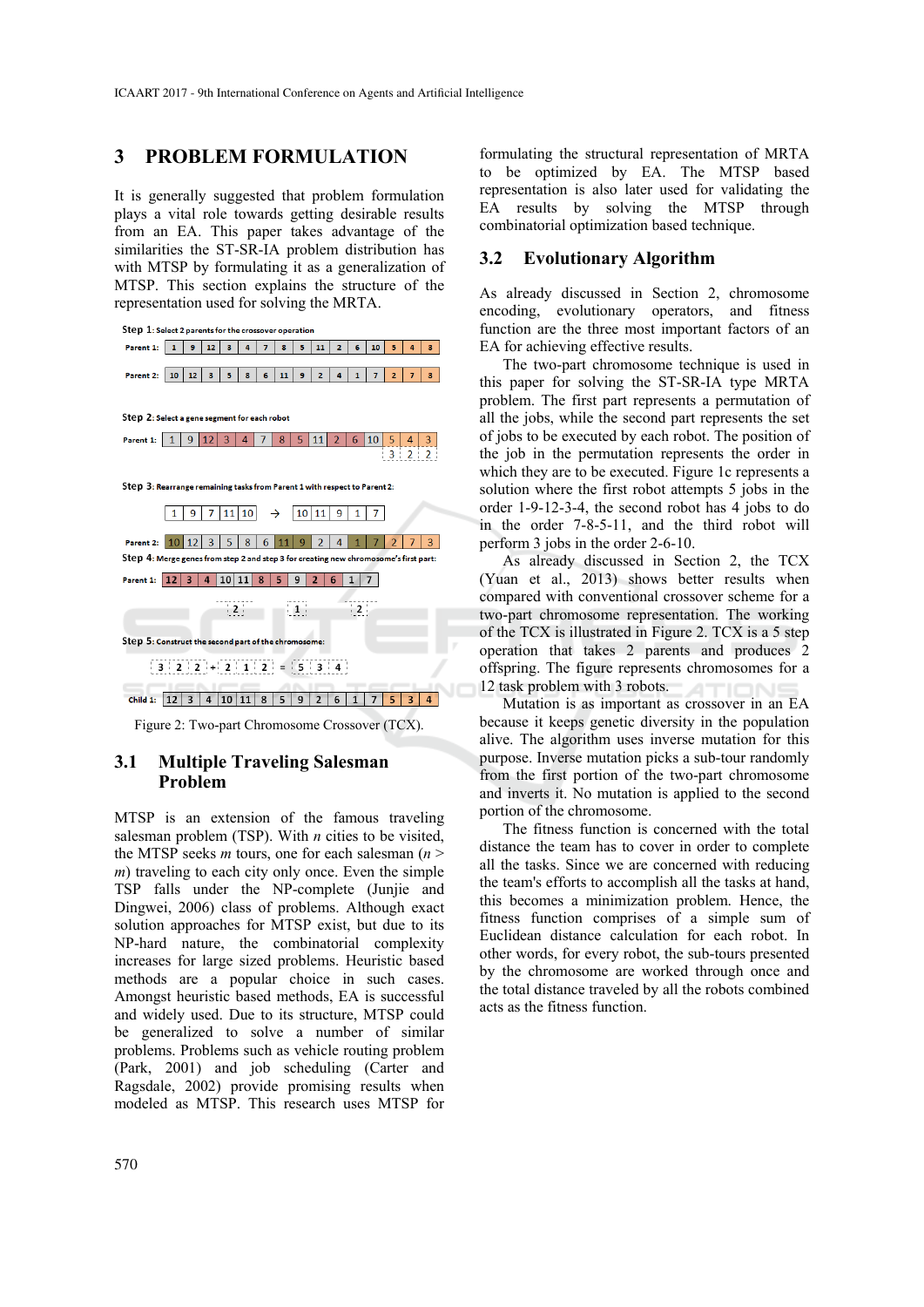## 3 PROBLEM FORMULATION

It is generally suggested that problem formulation plays a vital role towards getting desirable results from an EA. This paper takes advantage of the similarities the ST-SR-IA problem distribution has with MTSP by formulating it as a generalization of MTSP. This section explains the structure of the representation used for solving the MRTA.

Step 1: Select 2 parents for the crossover operation

Parent 1: 1 9 12 3 4 7 8 5 11 2 6 10 5 4 3

Parent 2: 10 12 3 5 8 6 11 9 2 4 1 7 2 7 3

Step 2: Select a gene segment for each robot

Parent 1: 1 9 12 3 4 7 8 5 11 2 6 10 5 4 3 / 3 2 2

Step 3: Rearrange remaining tasks from Parent 1 with respect to Parent 2:

1 9 7 11 10 → 10 11 9 1 7

Parent 2: 10 12 3 5 8 6 11 9 2 4 1 7 2 7 3

Step 4: Merge genes from step 2 and step 3 for creating new chromosome's first part:

Parent 1: 12 3 4 10 11 8 5 9 2 6 1 7

2 1 2

Step 5: Construct the second part of the chromosome:

3 2 2 + 2 1 2 = 5 3 4

Child 1: 12 3 4 10 11 8 5 9 2 6 1 7 5 3 4

Figure 2: Two-part Chromosome Crossover (TCX).

### 3.1 Multiple Traveling Salesman Problem

MTSP is an extension of the famous traveling salesman problem (TSP). With $n$ cities to be visited, the MTSP seeks $m$ tours, one for each salesman ($n > m$) traveling to each city only once. Even the simple TSP falls under the NP-complete (Junjie and Dingwei, 2006) class of problems. Although exact solution approaches for MTSP exist, but due to its NP-hard nature, the combinatorial complexity increases for large sized problems. Heuristic based methods are a popular choice in such cases. Amongst heuristic based methods, EA is successful and widely used. Due to its structure, MTSP could be generalized to solve a number of similar problems. Problems such as vehicle routing problem (Park, 2001) and job scheduling (Carter and Ragsdale, 2002) provide promising results when modeled as MTSP. This research uses MTSP for formulating the structural representation of MRTA to be optimized by EA. The MTSP based representation is also later used for validating the EA results by solving the MTSP through combinatorial optimization based technique.

### 3.2 Evolutionary Algorithm

As already discussed in Section 2, chromosome encoding, evolutionary operators, and fitness function are the three most important factors of an EA for achieving effective results.

The two-part chromosome technique is used in this paper for solving the ST-SR-IA type MRTA problem. The first part represents a permutation of all the jobs, while the second part represents the set of jobs to be executed by each robot. The position of the job in the permutation represents the order in which they are to be executed. Figure 1c represents a solution where the first robot attempts 5 jobs in the order 1-9-12-3-4, the second robot has 4 jobs to do in the order 7-8-5-11, and the third robot will perform 3 jobs in the order 2-6-10.

As already discussed in Section 2, the TCX (Yuan et al., 2013) shows better results when compared with conventional crossover scheme for a two-part chromosome representation. The working of the TCX is illustrated in Figure 2. TCX is a 5 step operation that takes 2 parents and produces 2 offspring. The figure represents chromosomes for a 12 task problem with 3 robots.

Mutation is as important as crossover in an EA because it keeps genetic diversity in the population alive. The algorithm uses inverse mutation for this purpose. Inverse mutation picks a sub-tour randomly from the first portion of the two-part chromosome and inverts it. No mutation is applied to the second portion of the chromosome.

The fitness function is concerned with the total distance the team has to cover in order to complete all the tasks. Since we are concerned with reducing the team's efforts to accomplish all the tasks at hand, this becomes a minimization problem. Hence, the fitness function comprises of a simple sum of Euclidean distance calculation for each robot. In other words, for every robot, the sub-tours presented by the chromosome are worked through once and the total distance traveled by all the robots combined acts as the fitness function.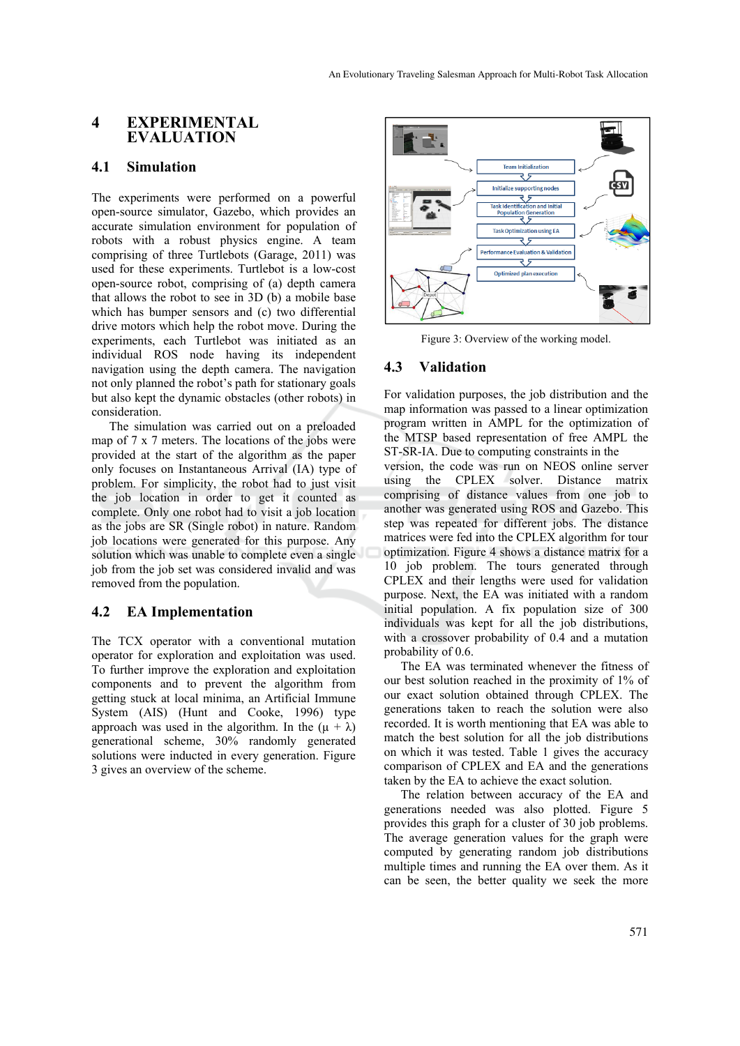## 4 EXPERIMENTAL EVALUATION

### 4.1 Simulation

The experiments were performed on a powerful open-source simulator, Gazebo, which provides an accurate simulation environment for population of robots with a robust physics engine. A team comprising of three Turtlebots (Garage, 2011) was used for these experiments. Turtlebot is a low-cost open-source robot, comprising of (a) depth camera that allows the robot to see in 3D (b) a mobile base which has bumper sensors and (c) two differential drive motors which help the robot move. During the experiments, each Turtlebot was initiated as an individual ROS node having its independent navigation using the depth camera. The navigation not only planned the robot's path for stationary goals but also kept the dynamic obstacles (other robots) in consideration.

The simulation was carried out on a preloaded map of 7 x 7 meters. The locations of the jobs were provided at the start of the algorithm as the paper only focuses on Instantaneous Arrival (IA) type of problem. For simplicity, the robot had to just visit the job location in order to get it counted as complete. Only one robot had to visit a job location as the jobs are SR (Single robot) in nature. Random job locations were generated for this purpose. Any solution which was unable to complete even a single job from the job set was considered invalid and was removed from the population.

### 4.2 EA Implementation

The TCX operator with a conventional mutation operator for exploration and exploitation was used. To further improve the exploration and exploitation components and to prevent the algorithm from getting stuck at local minima, an Artificial Immune System (AIS) (Hunt and Cooke, 1996) type approach was used in the algorithm. In the $(\mu + \lambda)$ generational scheme, 30% randomly generated solutions were inducted in every generation. Figure 3 gives an overview of the scheme.

Figure 3: Overview of the working model.

### 4.3 Validation

For validation purposes, the job distribution and the map information was passed to a linear optimization program written in AMPL for the optimization of the MTSP based representation of free AMPL the ST-SR-IA. Due to computing constraints in the version, the code was run on NEOS online server using the CPLEX solver. Distance matrix comprising of distance values from one job to another was generated using ROS and Gazebo. This step was repeated for different jobs. The distance matrices were fed into the CPLEX algorithm for tour optimization. Figure 4 shows a distance matrix for a 10 job problem. The tours generated through CPLEX and their lengths were used for validation purpose. Next, the EA was initiated with a random initial population. A fix population size of 300 individuals was kept for all the job distributions, with a crossover probability of 0.4 and a mutation probability of 0.6.

The EA was terminated whenever the fitness of our best solution reached in the proximity of 1% of our exact solution obtained through CPLEX. The generations taken to reach the solution were also recorded. It is worth mentioning that EA was able to match the best solution for all the job distributions on which it was tested. Table 1 gives the accuracy comparison of CPLEX and EA and the generations taken by the EA to achieve the exact solution.

The relation between accuracy of the EA and generations needed was also plotted. Figure 5 provides this graph for a cluster of 30 job problems. The average generation values for the graph were computed by generating random job distributions multiple times and running the EA over them. As it can be seen, the better quality we seek the more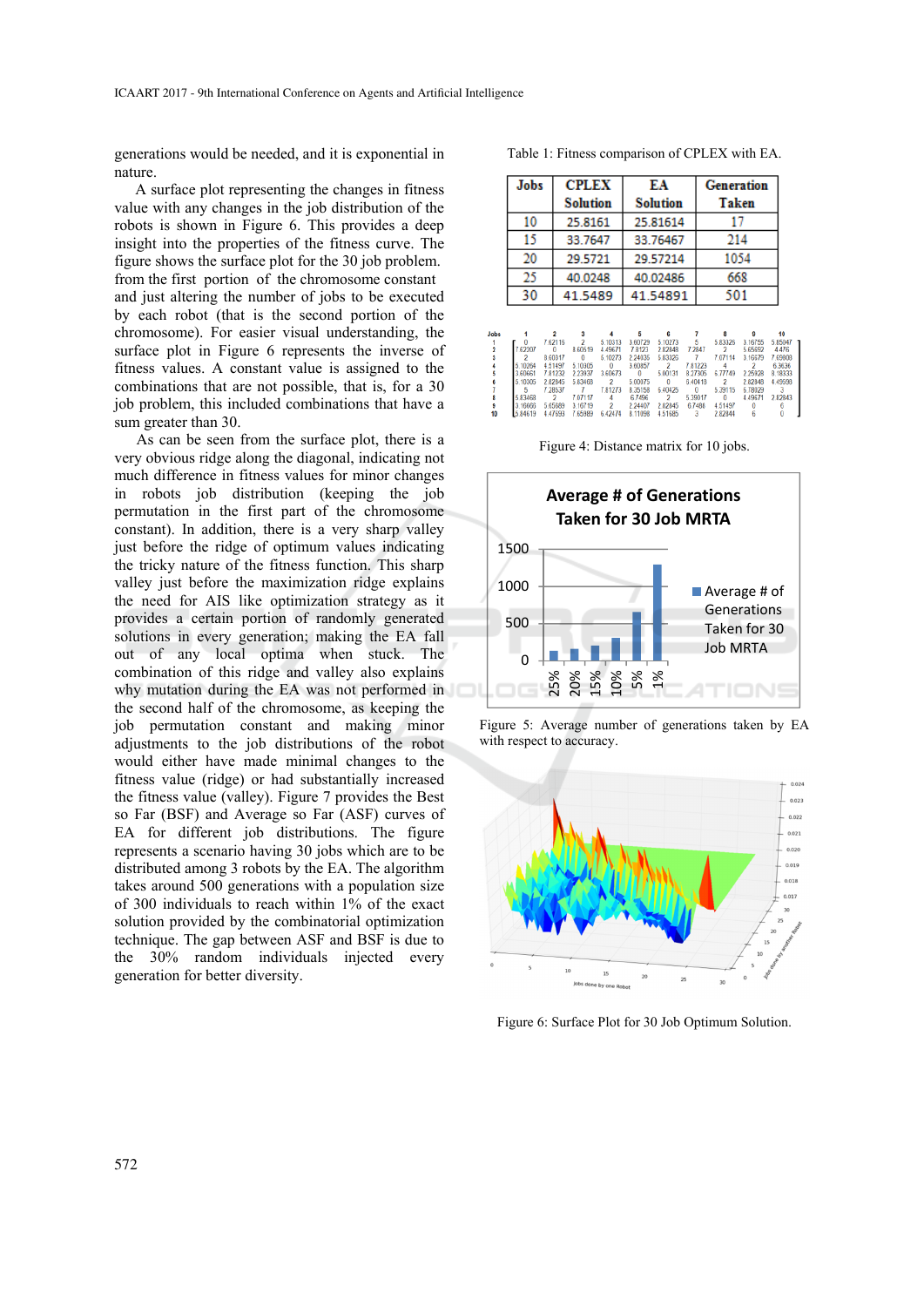generations would be needed, and it is exponential in nature.

A surface plot representing the changes in fitness value with any changes in the job distribution of the robots is shown in Figure 6. This provides a deep insight into the properties of the fitness curve. The figure shows the surface plot for the 30 job problem. from the first portion of the chromosome constant and just altering the number of jobs to be executed by each robot (that is the second portion of the chromosome). For easier visual understanding, the surface plot in Figure 6 represents the inverse of fitness values. A constant value is assigned to the combinations that are not possible, that is, for a 30 job problem, this included combinations that have a sum greater than 30.

As can be seen from the surface plot, there is a very obvious ridge along the diagonal, indicating not much difference in fitness values for minor changes in robots job distribution (keeping the job permutation in the first part of the chromosome constant). In addition, there is a very sharp valley just before the ridge of optimum values indicating the tricky nature of the fitness function. This sharp valley just before the maximization ridge explains the need for AIS like optimization strategy as it provides a certain portion of randomly generated solutions in every generation; making the EA fall out of any local optima when stuck. The combination of this ridge and valley also explains why mutation during the EA was not performed in the second half of the chromosome, as keeping the job permutation constant and making minor adjustments to the job distributions of the robot would either have made minimal changes to the fitness value (ridge) or had substantially increased the fitness value (valley). Figure 7 provides the Best so Far (BSF) and Average so Far (ASF) curves of EA for different job distributions. The figure represents a scenario having 30 jobs which are to be distributed among 3 robots by the EA. The algorithm takes around 500 generations with a population size of 300 individuals to reach within 1% of the exact solution provided by the combinatorial optimization technique. The gap between ASF and BSF is due to the 30% random individuals injected every generation for better diversity.

Table 1: Fitness comparison of CPLEX with EA.

| Jobs | CPLEX Solution | EA Solution | Generation Taken |
|---|---|---|---|
| 10 | 25.8161 | 25.81614 | 17 |
| 15 | 33.7647 | 33.76467 | 214 |
| 20 | 29.5721 | 29.57214 | 1054 |
| 25 | 40.0248 | 40.02486 | 668 |
| 30 | 41.5489 | 41.54891 | 501 |

Figure 4: Distance matrix for 10 jobs.

Figure 5: Average number of generations taken by EA with respect to accuracy.

Figure 6: Surface Plot for 30 Job Optimum Solution.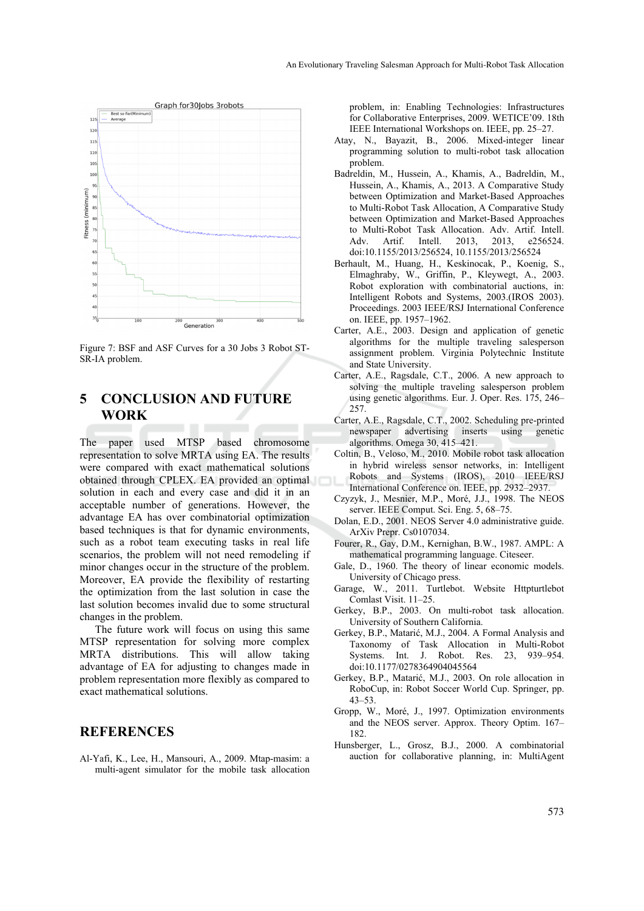Figure 7: BSF and ASF Curves for a 30 Jobs 3 Robot ST-SR-IA problem.

## 5 CONCLUSION AND FUTURE WORK

The paper used MTSP based chromosome representation to solve MRTA using EA. The results were compared with exact mathematical solutions obtained through CPLEX. EA provided an optimal solution in each and every case and did it in an acceptable number of generations. However, the advantage EA has over combinatorial optimization based techniques is that for dynamic environments, such as a robot team executing tasks in real life scenarios, the problem will not need remodeling if minor changes occur in the structure of the problem. Moreover, EA provide the flexibility of restarting the optimization from the last solution in case the last solution becomes invalid due to some structural changes in the problem.

The future work will focus on using this same MTSP representation for solving more complex MRTA distributions. This will allow taking advantage of EA for adjusting to changes made in problem representation more flexibly as compared to exact mathematical solutions.

## REFERENCES

Al-Yafi, K., Lee, H., Mansouri, A., 2009. Mtap-masim: a multi-agent simulator for the mobile task allocation problem, in: Enabling Technologies: Infrastructures for Collaborative Enterprises, 2009. WETICE'09. 18th IEEE International Workshops on. IEEE, pp. 25–27.

Atay, N., Bayazit, B., 2006. Mixed-integer linear programming solution to multi-robot task allocation problem.

Badreldin, M., Hussein, A., Khamis, A., Badreldin, M., Hussein, A., Khamis, A., 2013. A Comparative Study between Optimization and Market-Based Approaches to Multi-Robot Task Allocation, A Comparative Study between Optimization and Market-Based Approaches to Multi-Robot Task Allocation. Adv. Artif. Intell. Adv. Artif. Intell. 2013, 2013, e256524. doi:10.1155/2013/256524, 10.1155/2013/256524

Berhault, M., Huang, H., Keskinocak, P., Koenig, S., Elmaghraby, W., Griffin, P., Kleywegt, A., 2003. Robot exploration with combinatorial auctions, in: Intelligent Robots and Systems, 2003.(IROS 2003). Proceedings. 2003 IEEE/RSJ International Conference on. IEEE, pp. 1957–1962.

Carter, A.E., 2003. Design and application of genetic algorithms for the multiple traveling salesperson assignment problem. Virginia Polytechnic Institute and State University.

Carter, A.E., Ragsdale, C.T., 2006. A new approach to solving the multiple traveling salesperson problem using genetic algorithms. Eur. J. Oper. Res. 175, 246–257.

Carter, A.E., Ragsdale, C.T., 2002. Scheduling pre-printed newspaper advertising inserts using genetic algorithms. Omega 30, 415–421.

Coltin, B., Veloso, M., 2010. Mobile robot task allocation in hybrid wireless sensor networks, in: Intelligent Robots and Systems (IROS), 2010 IEEE/RSJ International Conference on. IEEE, pp. 2932–2937.

Czyzyk, J., Mesnier, M.P., Moré, J.J., 1998. The NEOS server. IEEE Comput. Sci. Eng. 5, 68–75.

Dolan, E.D., 2001. NEOS Server 4.0 administrative guide. ArXiv Prepr. Cs0107034.

Fourer, R., Gay, D.M., Kernighan, B.W., 1987. AMPL: A mathematical programming language. Citeseer.

Gale, D., 1960. The theory of linear economic models. University of Chicago press.

Garage, W., 2011. Turtlebot. Website Httpturtlebot Comlast Visit. 11–25.

Gerkey, B.P., 2003. On multi-robot task allocation. University of Southern California.

Gerkey, B.P., Matarić, M.J., 2004. A Formal Analysis and Taxonomy of Task Allocation in Multi-Robot Systems. Int. J. Robot. Res. 23, 939–954. doi:10.1177/0278364904045564

Gerkey, B.P., Matarić, M.J., 2003. On role allocation in RoboCup, in: Robot Soccer World Cup. Springer, pp. 43–53.

Gropp, W., Moré, J., 1997. Optimization environments and the NEOS server. Approx. Theory Optim. 167–182.

Hunsberger, L., Grosz, B.J., 2000. A combinatorial auction for collaborative planning, in: MultiAgent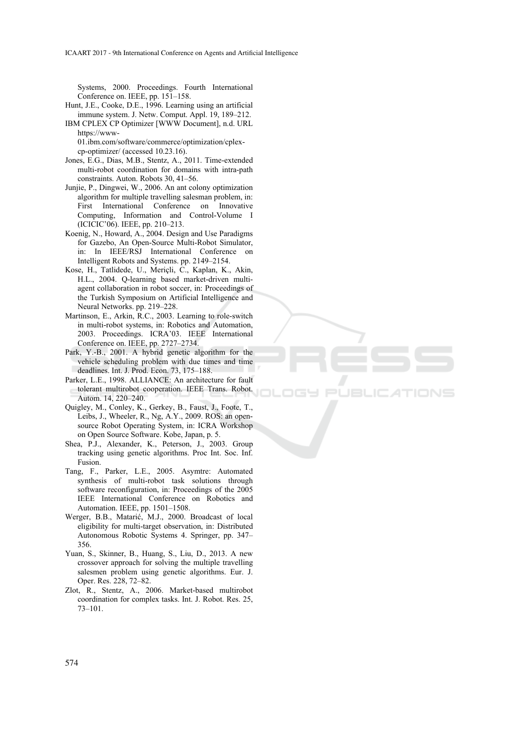Systems, 2000. Proceedings. Fourth International Conference on. IEEE, pp. 151–158.

Hunt, J.E., Cooke, D.E., 1996. Learning using an artificial immune system. J. Netw. Comput. Appl. 19, 189–212.

IBM CPLEX CP Optimizer [WWW Document], n.d. URL https://www-01.ibm.com/software/commerce/optimization/cplex-cp-optimizer/ (accessed 10.23.16).

Jones, E.G., Dias, M.B., Stentz, A., 2011. Time-extended multi-robot coordination for domains with intra-path constraints. Auton. Robots 30, 41–56.

Junjie, P., Dingwei, W., 2006. An ant colony optimization algorithm for multiple travelling salesman problem, in: First International Conference on Innovative Computing, Information and Control-Volume I (ICICIC'06). IEEE, pp. 210–213.

Koenig, N., Howard, A., 2004. Design and Use Paradigms for Gazebo, An Open-Source Multi-Robot Simulator, in: In IEEE/RSJ International Conference on Intelligent Robots and Systems. pp. 2149–2154.

Kose, H., Tatlidede, U., Meriçli, C., Kaplan, K., Akin, H.L., 2004. Q-learning based market-driven multi-agent collaboration in robot soccer, in: Proceedings of the Turkish Symposium on Artificial Intelligence and Neural Networks. pp. 219–228.

Martinson, E., Arkin, R.C., 2003. Learning to role-switch in multi-robot systems, in: Robotics and Automation, 2003. Proceedings. ICRA'03. IEEE International Conference on. IEEE, pp. 2727–2734.

Park, Y.-B., 2001. A hybrid genetic algorithm for the vehicle scheduling problem with due times and time deadlines. Int. J. Prod. Econ. 73, 175–188.

Parker, L.E., 1998. ALLIANCE: An architecture for fault tolerant multirobot cooperation. IEEE Trans. Robot. Autom. 14, 220–240.

Quigley, M., Conley, K., Gerkey, B., Faust, J., Foote, T., Leibs, J., Wheeler, R., Ng, A.Y., 2009. ROS: an open-source Robot Operating System, in: ICRA Workshop on Open Source Software. Kobe, Japan, p. 5.

Shea, P.J., Alexander, K., Peterson, J., 2003. Group tracking using genetic algorithms. Proc Int. Soc. Inf. Fusion.

Tang, F., Parker, L.E., 2005. Asymtre: Automated synthesis of multi-robot task solutions through software reconfiguration, in: Proceedings of the 2005 IEEE International Conference on Robotics and Automation. IEEE, pp. 1501–1508.

Werger, B.B., Matarić, M.J., 2000. Broadcast of local eligibility for multi-target observation, in: Distributed Autonomous Robotic Systems 4. Springer, pp. 347–356.

Yuan, S., Skinner, B., Huang, S., Liu, D., 2013. A new crossover approach for solving the multiple travelling salesmen problem using genetic algorithms. Eur. J. Oper. Res. 228, 72–82.

Zlot, R., Stentz, A., 2006. Market-based multirobot coordination for complex tasks. Int. J. Robot. Res. 25, 73–101.